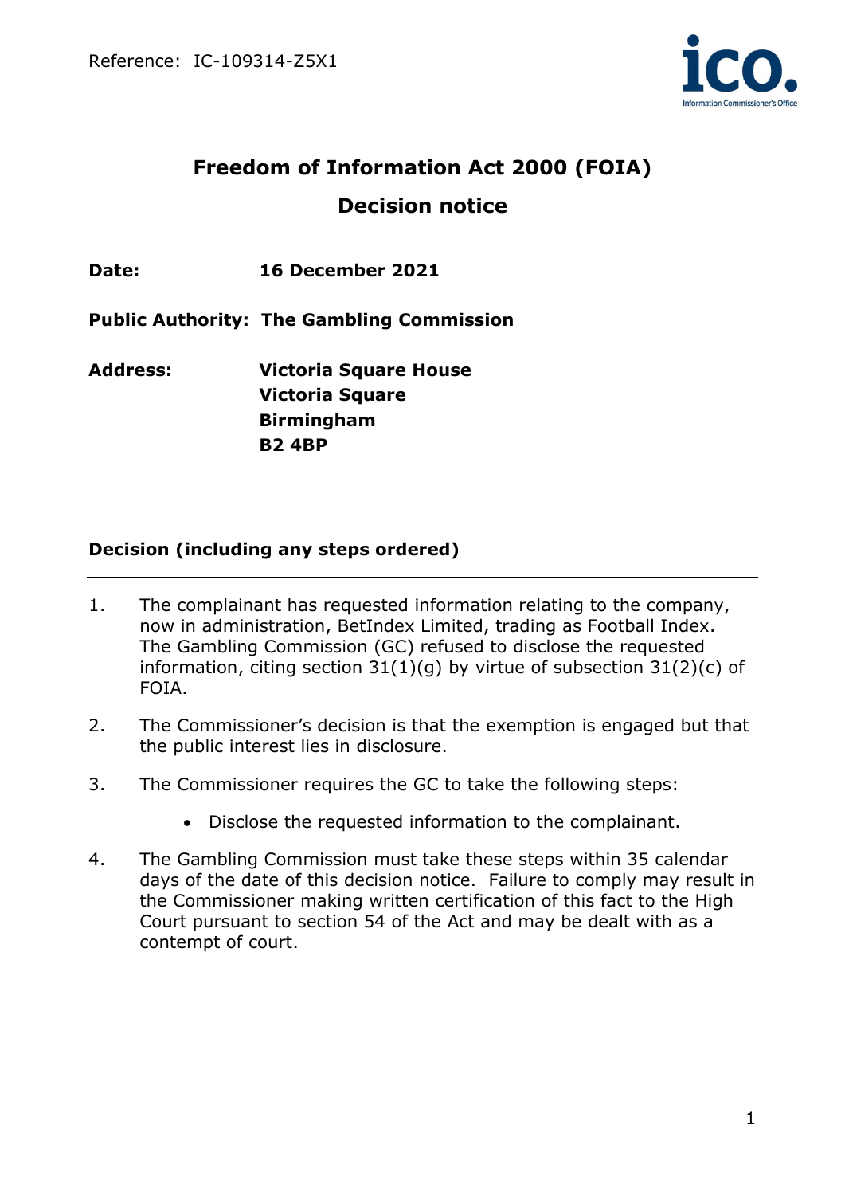Reference: IC-109314-Z5X1

# Freedom of Information Act 2000 (FOIA)

## Decision notice

**Date:** 16 December 2021

**Public Authority:** The Gambling Commission

**Address:** Victoria Square House
Victoria Square
Birmingham
B2 4BP

### Decision (including any steps ordered)

---

1. The complainant has requested information relating to the company, now in administration, BetIndex Limited, trading as Football Index. The Gambling Commission (GC) refused to disclose the requested information, citing section 31(1)(g) by virtue of subsection 31(2)(c) of FOIA.

2. The Commissioner's decision is that the exemption is engaged but that the public interest lies in disclosure.

3. The Commissioner requires the GC to take the following steps:

    - Disclose the requested information to the complainant.

4. The Gambling Commission must take these steps within 35 calendar days of the date of this decision notice. Failure to comply may result in the Commissioner making written certification of this fact to the High Court pursuant to section 54 of the Act and may be dealt with as a contempt of court.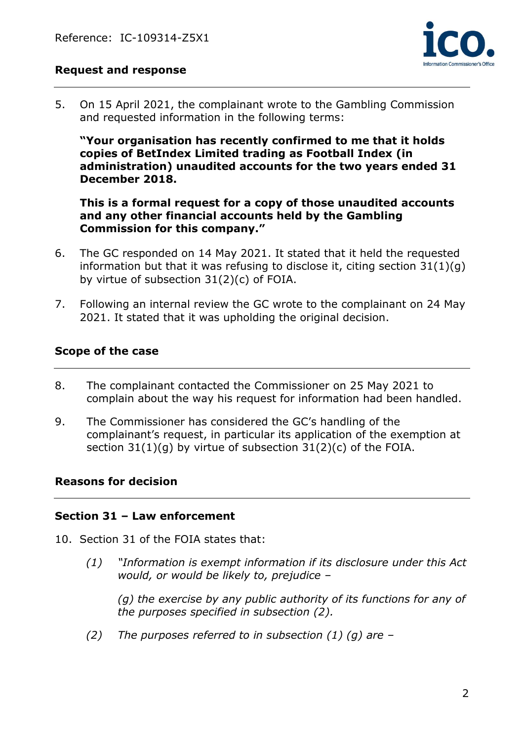## Request and response

5. On 15 April 2021, the complainant wrote to the Gambling Commission and requested information in the following terms:

   **"Your organisation has recently confirmed to me that it holds copies of BetIndex Limited trading as Football Index (in administration) unaudited accounts for the two years ended 31 December 2018.**

   **This is a formal request for a copy of those unaudited accounts and any other financial accounts held by the Gambling Commission for this company."**

6. The GC responded on 14 May 2021. It stated that it held the requested information but that it was refusing to disclose it, citing section 31(1)(g) by virtue of subsection 31(2)(c) of FOIA.

7. Following an internal review the GC wrote to the complainant on 24 May 2021. It stated that it was upholding the original decision.

## Scope of the case

8. The complainant contacted the Commissioner on 25 May 2021 to complain about the way his request for information had been handled.

9. The Commissioner has considered the GC's handling of the complainant's request, in particular its application of the exemption at section 31(1)(g) by virtue of subsection 31(2)(c) of the FOIA.

## Reasons for decision

### Section 31 – Law enforcement

10. Section 31 of the FOIA states that:

    *(1) "Information is exempt information if its disclosure under this Act would, or would be likely to, prejudice –*

    *(g) the exercise by any public authority of its functions for any of the purposes specified in subsection (2).*

    *(2) The purposes referred to in subsection (1) (g) are –*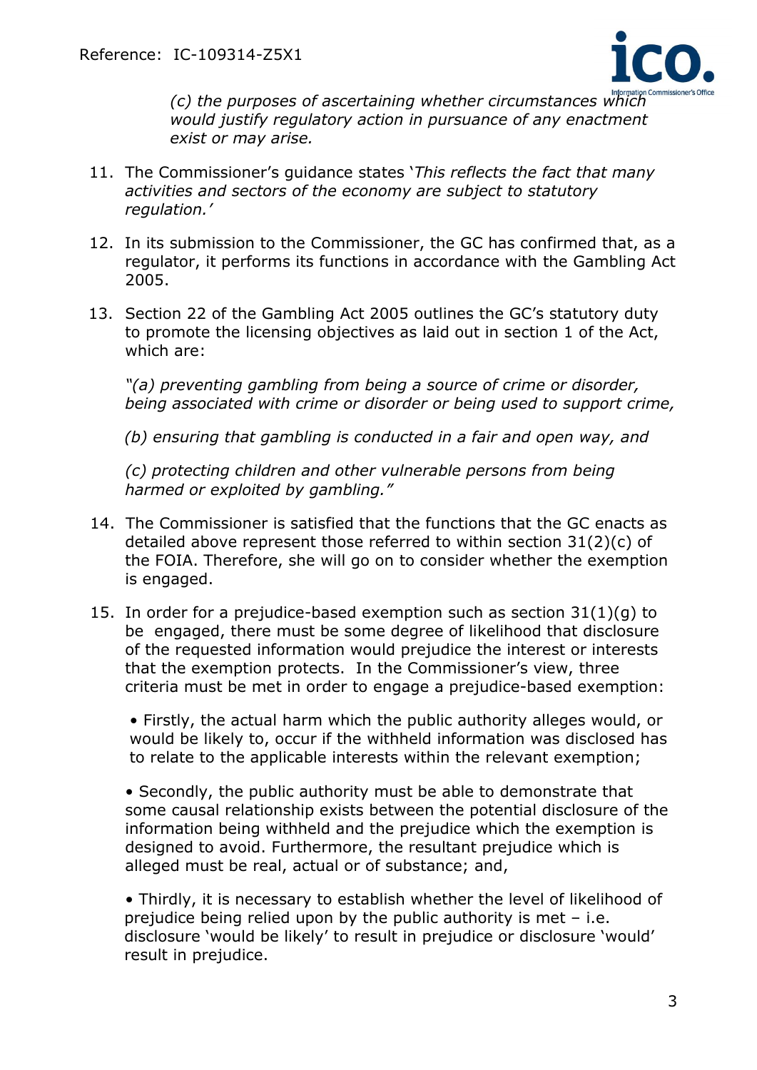*(c) the purposes of ascertaining whether circumstances which would justify regulatory action in pursuance of any enactment exist or may arise.*

11. The Commissioner's guidance states '*This reflects the fact that many activities and sectors of the economy are subject to statutory regulation.*'

12. In its submission to the Commissioner, the GC has confirmed that, as a regulator, it performs its functions in accordance with the Gambling Act 2005.

13. Section 22 of the Gambling Act 2005 outlines the GC's statutory duty to promote the licensing objectives as laid out in section 1 of the Act, which are:

    *"(a) preventing gambling from being a source of crime or disorder, being associated with crime or disorder or being used to support crime,*

    *(b) ensuring that gambling is conducted in a fair and open way, and*

    *(c) protecting children and other vulnerable persons from being harmed or exploited by gambling."*

14. The Commissioner is satisfied that the functions that the GC enacts as detailed above represent those referred to within section 31(2)(c) of the FOIA. Therefore, she will go on to consider whether the exemption is engaged.

15. In order for a prejudice-based exemption such as section 31(1)(g) to be engaged, there must be some degree of likelihood that disclosure of the requested information would prejudice the interest or interests that the exemption protects. In the Commissioner's view, three criteria must be met in order to engage a prejudice-based exemption:

    - Firstly, the actual harm which the public authority alleges would, or would be likely to, occur if the withheld information was disclosed has to relate to the applicable interests within the relevant exemption;

    - Secondly, the public authority must be able to demonstrate that some causal relationship exists between the potential disclosure of the information being withheld and the prejudice which the exemption is designed to avoid. Furthermore, the resultant prejudice which is alleged must be real, actual or of substance; and,

    - Thirdly, it is necessary to establish whether the level of likelihood of prejudice being relied upon by the public authority is met – i.e. disclosure 'would be likely' to result in prejudice or disclosure 'would' result in prejudice.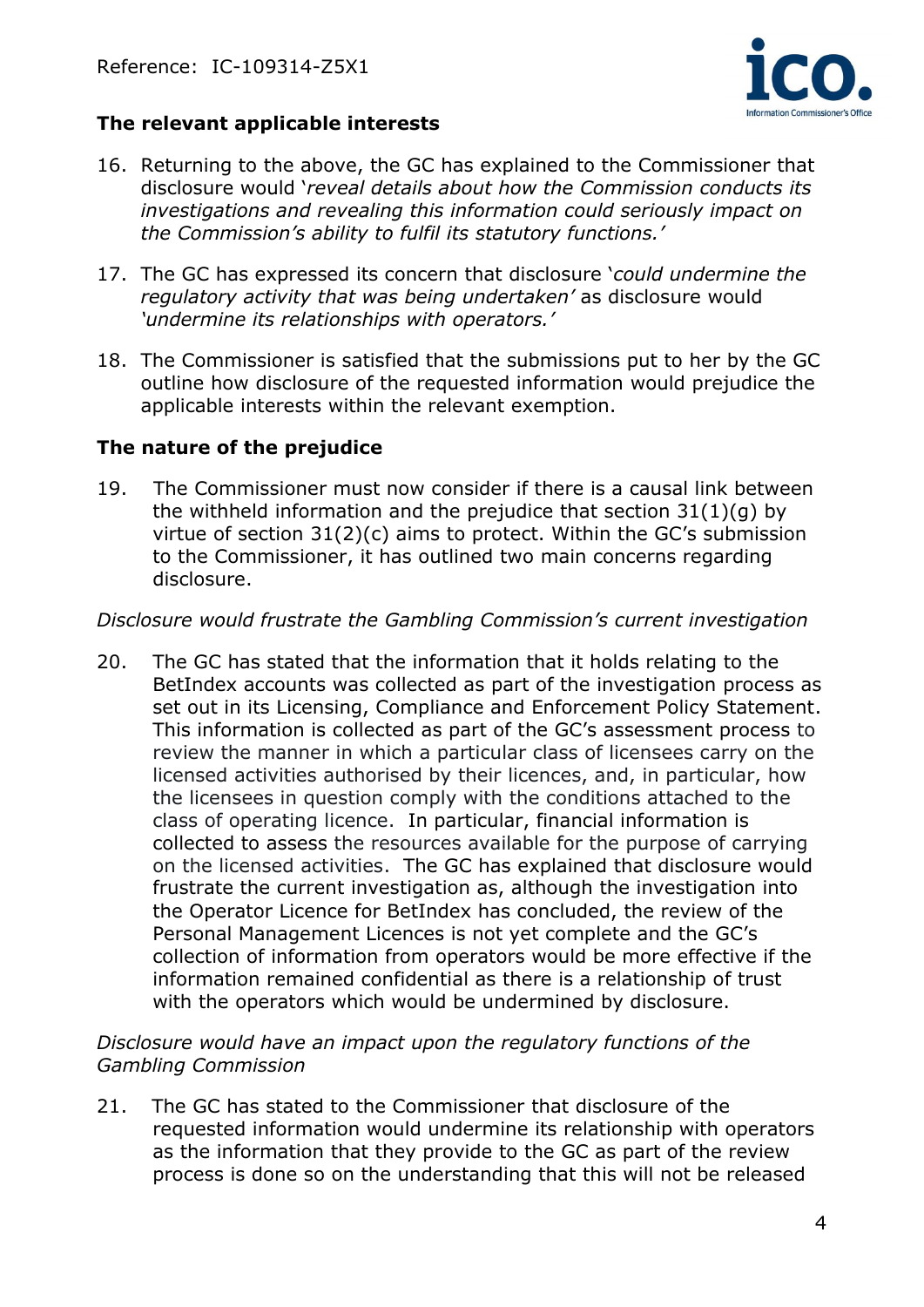### The relevant applicable interests

16. Returning to the above, the GC has explained to the Commissioner that disclosure would '*reveal details about how the Commission conducts its investigations and revealing this information could seriously impact on the Commission's ability to fulfil its statutory functions.*'

17. The GC has expressed its concern that disclosure '*could undermine the regulatory activity that was being undertaken*' as disclosure would '*undermine its relationships with operators.*'

18. The Commissioner is satisfied that the submissions put to her by the GC outline how disclosure of the requested information would prejudice the applicable interests within the relevant exemption.

### The nature of the prejudice

19. The Commissioner must now consider if there is a causal link between the withheld information and the prejudice that section 31(1)(g) by virtue of section 31(2)(c) aims to protect. Within the GC's submission to the Commissioner, it has outlined two main concerns regarding disclosure.

*Disclosure would frustrate the Gambling Commission's current investigation*

20. The GC has stated that the information that it holds relating to the BetIndex accounts was collected as part of the investigation process as set out in its Licensing, Compliance and Enforcement Policy Statement. This information is collected as part of the GC's assessment process to review the manner in which a particular class of licensees carry on the licensed activities authorised by their licences, and, in particular, how the licensees in question comply with the conditions attached to the class of operating licence. In particular, financial information is collected to assess the resources available for the purpose of carrying on the licensed activities. The GC has explained that disclosure would frustrate the current investigation as, although the investigation into the Operator Licence for BetIndex has concluded, the review of the Personal Management Licences is not yet complete and the GC's collection of information from operators would be more effective if the information remained confidential as there is a relationship of trust with the operators which would be undermined by disclosure.

*Disclosure would have an impact upon the regulatory functions of the Gambling Commission*

21. The GC has stated to the Commissioner that disclosure of the requested information would undermine its relationship with operators as the information that they provide to the GC as part of the review process is done so on the understanding that this will not be released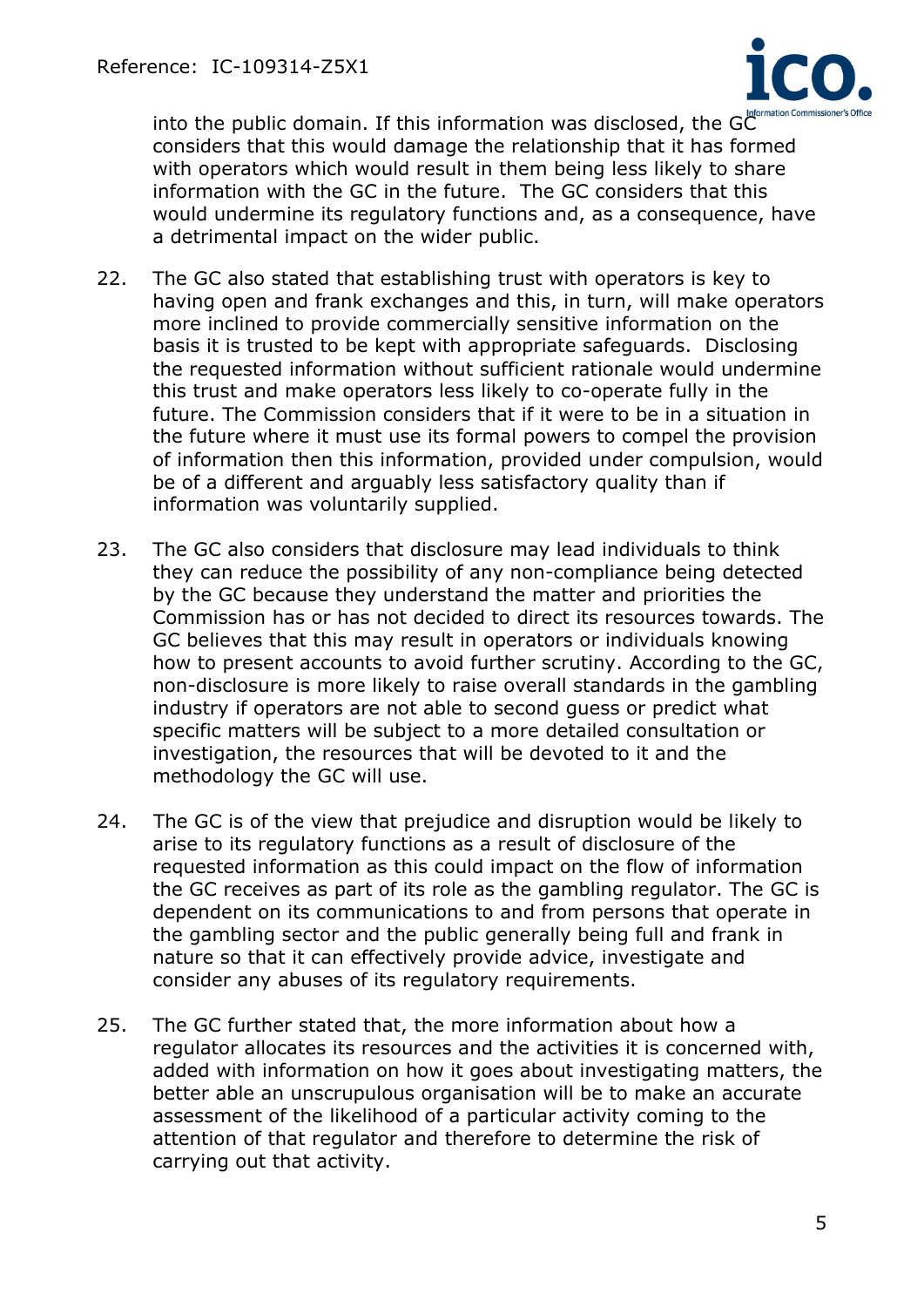into the public domain. If this information was disclosed, the GC considers that this would damage the relationship that it has formed with operators which would result in them being less likely to share information with the GC in the future. The GC considers that this would undermine its regulatory functions and, as a consequence, have a detrimental impact on the wider public.

22. The GC also stated that establishing trust with operators is key to having open and frank exchanges and this, in turn, will make operators more inclined to provide commercially sensitive information on the basis it is trusted to be kept with appropriate safeguards. Disclosing the requested information without sufficient rationale would undermine this trust and make operators less likely to co-operate fully in the future. The Commission considers that if it were to be in a situation in the future where it must use its formal powers to compel the provision of information then this information, provided under compulsion, would be of a different and arguably less satisfactory quality than if information was voluntarily supplied.

23. The GC also considers that disclosure may lead individuals to think they can reduce the possibility of any non-compliance being detected by the GC because they understand the matter and priorities the Commission has or has not decided to direct its resources towards. The GC believes that this may result in operators or individuals knowing how to present accounts to avoid further scrutiny. According to the GC, non-disclosure is more likely to raise overall standards in the gambling industry if operators are not able to second guess or predict what specific matters will be subject to a more detailed consultation or investigation, the resources that will be devoted to it and the methodology the GC will use.

24. The GC is of the view that prejudice and disruption would be likely to arise to its regulatory functions as a result of disclosure of the requested information as this could impact on the flow of information the GC receives as part of its role as the gambling regulator. The GC is dependent on its communications to and from persons that operate in the gambling sector and the public generally being full and frank in nature so that it can effectively provide advice, investigate and consider any abuses of its regulatory requirements.

25. The GC further stated that, the more information about how a regulator allocates its resources and the activities it is concerned with, added with information on how it goes about investigating matters, the better able an unscrupulous organisation will be to make an accurate assessment of the likelihood of a particular activity coming to the attention of that regulator and therefore to determine the risk of carrying out that activity.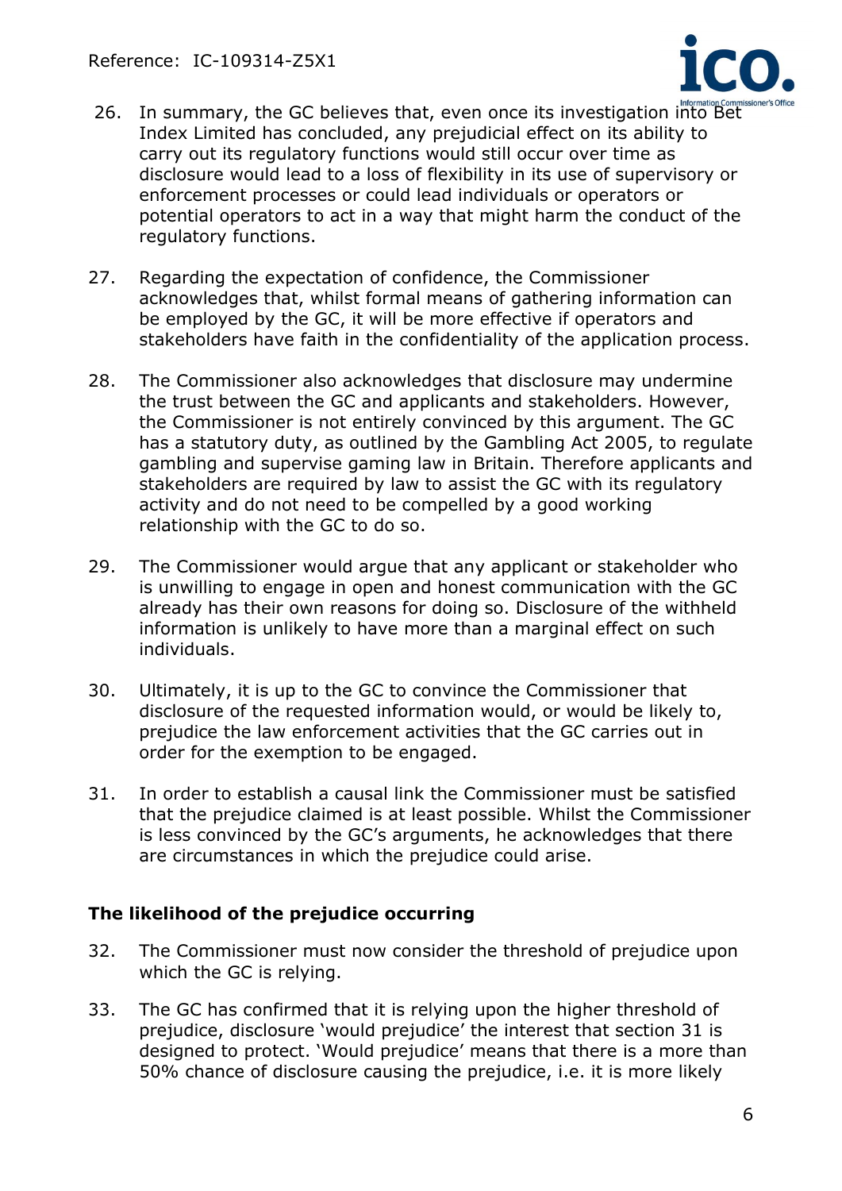26. In summary, the GC believes that, even once its investigation into Bet Index Limited has concluded, any prejudicial effect on its ability to carry out its regulatory functions would still occur over time as disclosure would lead to a loss of flexibility in its use of supervisory or enforcement processes or could lead individuals or operators or potential operators to act in a way that might harm the conduct of the regulatory functions.

27. Regarding the expectation of confidence, the Commissioner acknowledges that, whilst formal means of gathering information can be employed by the GC, it will be more effective if operators and stakeholders have faith in the confidentiality of the application process.

28. The Commissioner also acknowledges that disclosure may undermine the trust between the GC and applicants and stakeholders. However, the Commissioner is not entirely convinced by this argument. The GC has a statutory duty, as outlined by the Gambling Act 2005, to regulate gambling and supervise gaming law in Britain. Therefore applicants and stakeholders are required by law to assist the GC with its regulatory activity and do not need to be compelled by a good working relationship with the GC to do so.

29. The Commissioner would argue that any applicant or stakeholder who is unwilling to engage in open and honest communication with the GC already has their own reasons for doing so. Disclosure of the withheld information is unlikely to have more than a marginal effect on such individuals.

30. Ultimately, it is up to the GC to convince the Commissioner that disclosure of the requested information would, or would be likely to, prejudice the law enforcement activities that the GC carries out in order for the exemption to be engaged.

31. In order to establish a causal link the Commissioner must be satisfied that the prejudice claimed is at least possible. Whilst the Commissioner is less convinced by the GC's arguments, he acknowledges that there are circumstances in which the prejudice could arise.

### The likelihood of the prejudice occurring

32. The Commissioner must now consider the threshold of prejudice upon which the GC is relying.

33. The GC has confirmed that it is relying upon the higher threshold of prejudice, disclosure 'would prejudice' the interest that section 31 is designed to protect. 'Would prejudice' means that there is a more than 50% chance of disclosure causing the prejudice, i.e. it is more likely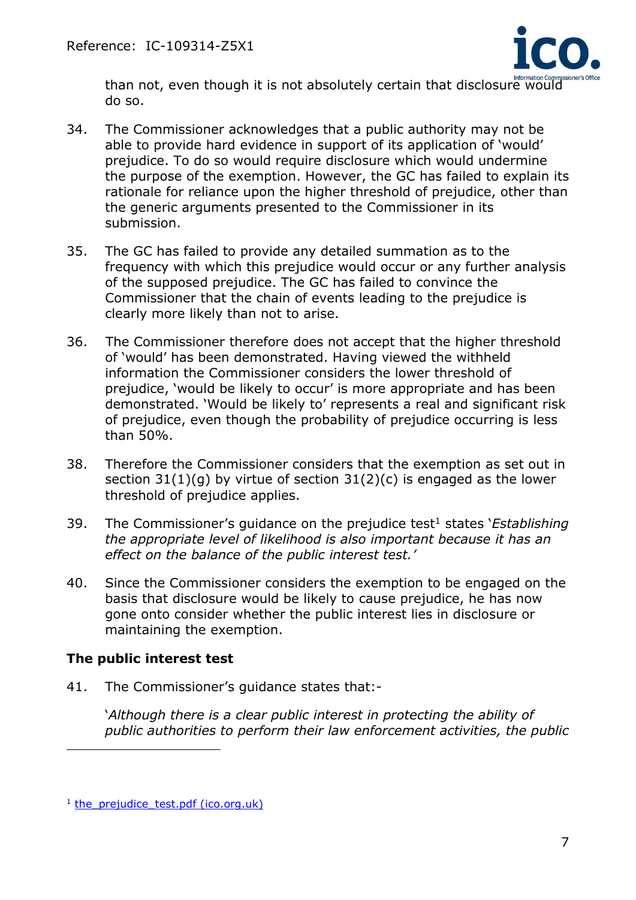than not, even though it is not absolutely certain that disclosure would do so.

34. The Commissioner acknowledges that a public authority may not be able to provide hard evidence in support of its application of 'would' prejudice. To do so would require disclosure which would undermine the purpose of the exemption. However, the GC has failed to explain its rationale for reliance upon the higher threshold of prejudice, other than the generic arguments presented to the Commissioner in its submission.

35. The GC has failed to provide any detailed summation as to the frequency with which this prejudice would occur or any further analysis of the supposed prejudice. The GC has failed to convince the Commissioner that the chain of events leading to the prejudice is clearly more likely than not to arise.

36. The Commissioner therefore does not accept that the higher threshold of 'would' has been demonstrated. Having viewed the withheld information the Commissioner considers the lower threshold of prejudice, 'would be likely to occur' is more appropriate and has been demonstrated. 'Would be likely to' represents a real and significant risk of prejudice, even though the probability of prejudice occurring is less than 50%.

38. Therefore the Commissioner considers that the exemption as set out in section 31(1)(g) by virtue of section 31(2)(c) is engaged as the lower threshold of prejudice applies.

39. The Commissioner's guidance on the prejudice test[1] states '*Establishing the appropriate level of likelihood is also important because it has an effect on the balance of the public interest test.*'

40. Since the Commissioner considers the exemption to be engaged on the basis that disclosure would be likely to cause prejudice, he has now gone onto consider whether the public interest lies in disclosure or maintaining the exemption.

**The public interest test**

41. The Commissioner's guidance states that:-

'*Although there is a clear public interest in protecting the ability of public authorities to perform their law enforcement activities, the public*

[1] the_prejudice_test.pdf (ico.org.uk)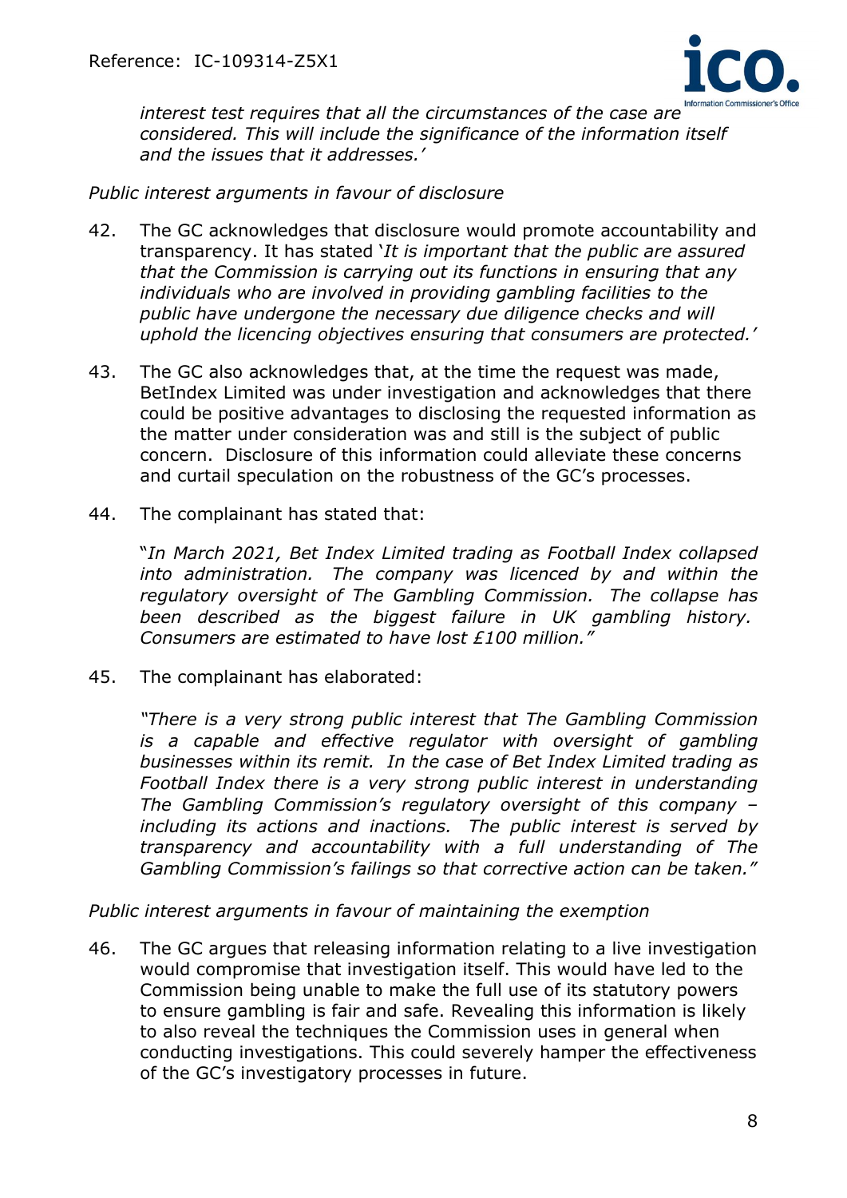*interest test requires that all the circumstances of the case are considered. This will include the significance of the information itself and the issues that it addresses.'*

*Public interest arguments in favour of disclosure*

42. The GC acknowledges that disclosure would promote accountability and transparency. It has stated '*It is important that the public are assured that the Commission is carrying out its functions in ensuring that any individuals who are involved in providing gambling facilities to the public have undergone the necessary due diligence checks and will uphold the licencing objectives ensuring that consumers are protected.'*

43. The GC also acknowledges that, at the time the request was made, BetIndex Limited was under investigation and acknowledges that there could be positive advantages to disclosing the requested information as the matter under consideration was and still is the subject of public concern. Disclosure of this information could alleviate these concerns and curtail speculation on the robustness of the GC's processes.

44. The complainant has stated that:

    "*In March 2021, Bet Index Limited trading as Football Index collapsed into administration. The company was licenced by and within the regulatory oversight of The Gambling Commission. The collapse has been described as the biggest failure in UK gambling history. Consumers are estimated to have lost £100 million."*

45. The complainant has elaborated:

    *"There is a very strong public interest that The Gambling Commission is a capable and effective regulator with oversight of gambling businesses within its remit. In the case of Bet Index Limited trading as Football Index there is a very strong public interest in understanding The Gambling Commission's regulatory oversight of this company – including its actions and inactions. The public interest is served by transparency and accountability with a full understanding of The Gambling Commission's failings so that corrective action can be taken."*

*Public interest arguments in favour of maintaining the exemption*

46. The GC argues that releasing information relating to a live investigation would compromise that investigation itself. This would have led to the Commission being unable to make the full use of its statutory powers to ensure gambling is fair and safe. Revealing this information is likely to also reveal the techniques the Commission uses in general when conducting investigations. This could severely hamper the effectiveness of the GC's investigatory processes in future.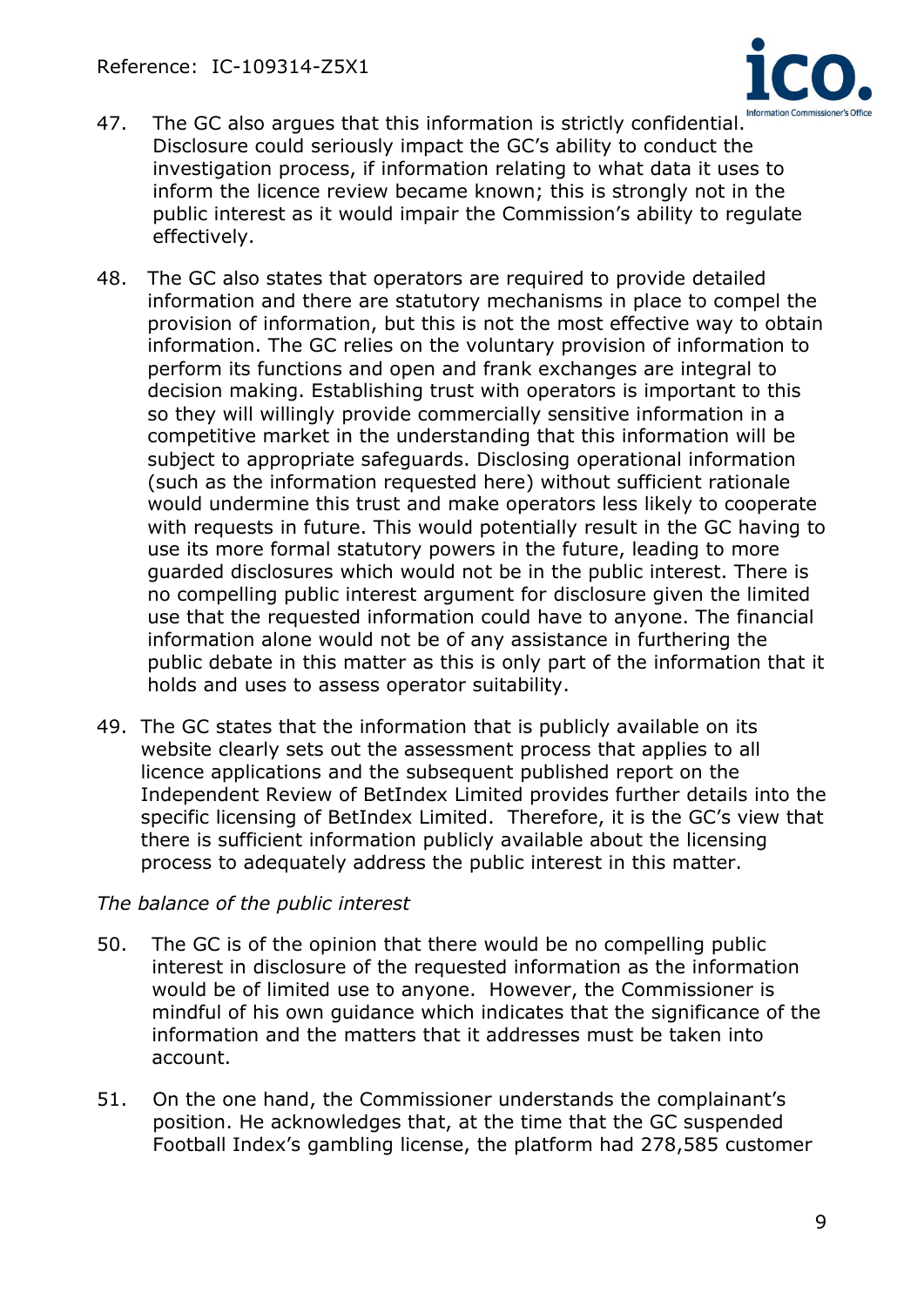47. The GC also argues that this information is strictly confidential. Disclosure could seriously impact the GC's ability to conduct the investigation process, if information relating to what data it uses to inform the licence review became known; this is strongly not in the public interest as it would impair the Commission's ability to regulate effectively.

48. The GC also states that operators are required to provide detailed information and there are statutory mechanisms in place to compel the provision of information, but this is not the most effective way to obtain information. The GC relies on the voluntary provision of information to perform its functions and open and frank exchanges are integral to decision making. Establishing trust with operators is important to this so they will willingly provide commercially sensitive information in a competitive market in the understanding that this information will be subject to appropriate safeguards. Disclosing operational information (such as the information requested here) without sufficient rationale would undermine this trust and make operators less likely to cooperate with requests in future. This would potentially result in the GC having to use its more formal statutory powers in the future, leading to more guarded disclosures which would not be in the public interest. There is no compelling public interest argument for disclosure given the limited use that the requested information could have to anyone. The financial information alone would not be of any assistance in furthering the public debate in this matter as this is only part of the information that it holds and uses to assess operator suitability.

49. The GC states that the information that is publicly available on its website clearly sets out the assessment process that applies to all licence applications and the subsequent published report on the Independent Review of BetIndex Limited provides further details into the specific licensing of BetIndex Limited. Therefore, it is the GC's view that there is sufficient information publicly available about the licensing process to adequately address the public interest in this matter.

*The balance of the public interest*

50. The GC is of the opinion that there would be no compelling public interest in disclosure of the requested information as the information would be of limited use to anyone. However, the Commissioner is mindful of his own guidance which indicates that the significance of the information and the matters that it addresses must be taken into account.

51. On the one hand, the Commissioner understands the complainant's position. He acknowledges that, at the time that the GC suspended Football Index's gambling license, the platform had 278,585 customer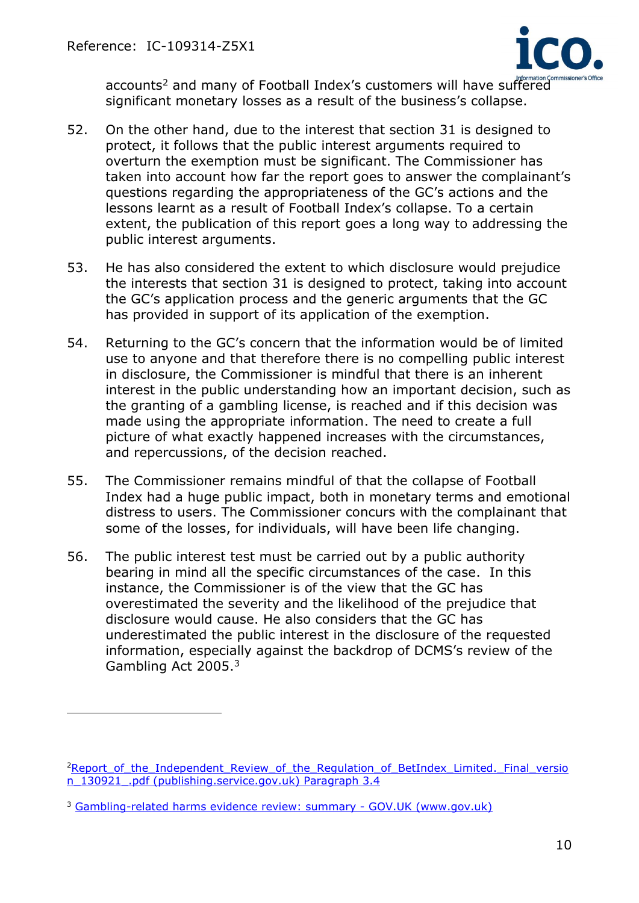accounts[2] and many of Football Index's customers will have suffered significant monetary losses as a result of the business's collapse.

52. On the other hand, due to the interest that section 31 is designed to protect, it follows that the public interest arguments required to overturn the exemption must be significant. The Commissioner has taken into account how far the report goes to answer the complainant's questions regarding the appropriateness of the GC's actions and the lessons learnt as a result of Football Index's collapse. To a certain extent, the publication of this report goes a long way to addressing the public interest arguments.

53. He has also considered the extent to which disclosure would prejudice the interests that section 31 is designed to protect, taking into account the GC's application process and the generic arguments that the GC has provided in support of its application of the exemption.

54. Returning to the GC's concern that the information would be of limited use to anyone and that therefore there is no compelling public interest in disclosure, the Commissioner is mindful that there is an inherent interest in the public understanding how an important decision, such as the granting of a gambling license, is reached and if this decision was made using the appropriate information. The need to create a full picture of what exactly happened increases with the circumstances, and repercussions, of the decision reached.

55. The Commissioner remains mindful of that the collapse of Football Index had a huge public impact, both in monetary terms and emotional distress to users. The Commissioner concurs with the complainant that some of the losses, for individuals, will have been life changing.

56. The public interest test must be carried out by a public authority bearing in mind all the specific circumstances of the case. In this instance, the Commissioner is of the view that the GC has overestimated the severity and the likelihood of the prejudice that disclosure would cause. He also considers that the GC has underestimated the public interest in the disclosure of the requested information, especially against the backdrop of DCMS's review of the Gambling Act 2005.[3]

---

[2] Report_of_the_Independent_Review_of_the_Regulation_of_BetIndex_Limited._Final_version_130921_.pdf (publishing.service.gov.uk) Paragraph 3.4

[3] Gambling-related harms evidence review: summary - GOV.UK (www.gov.uk)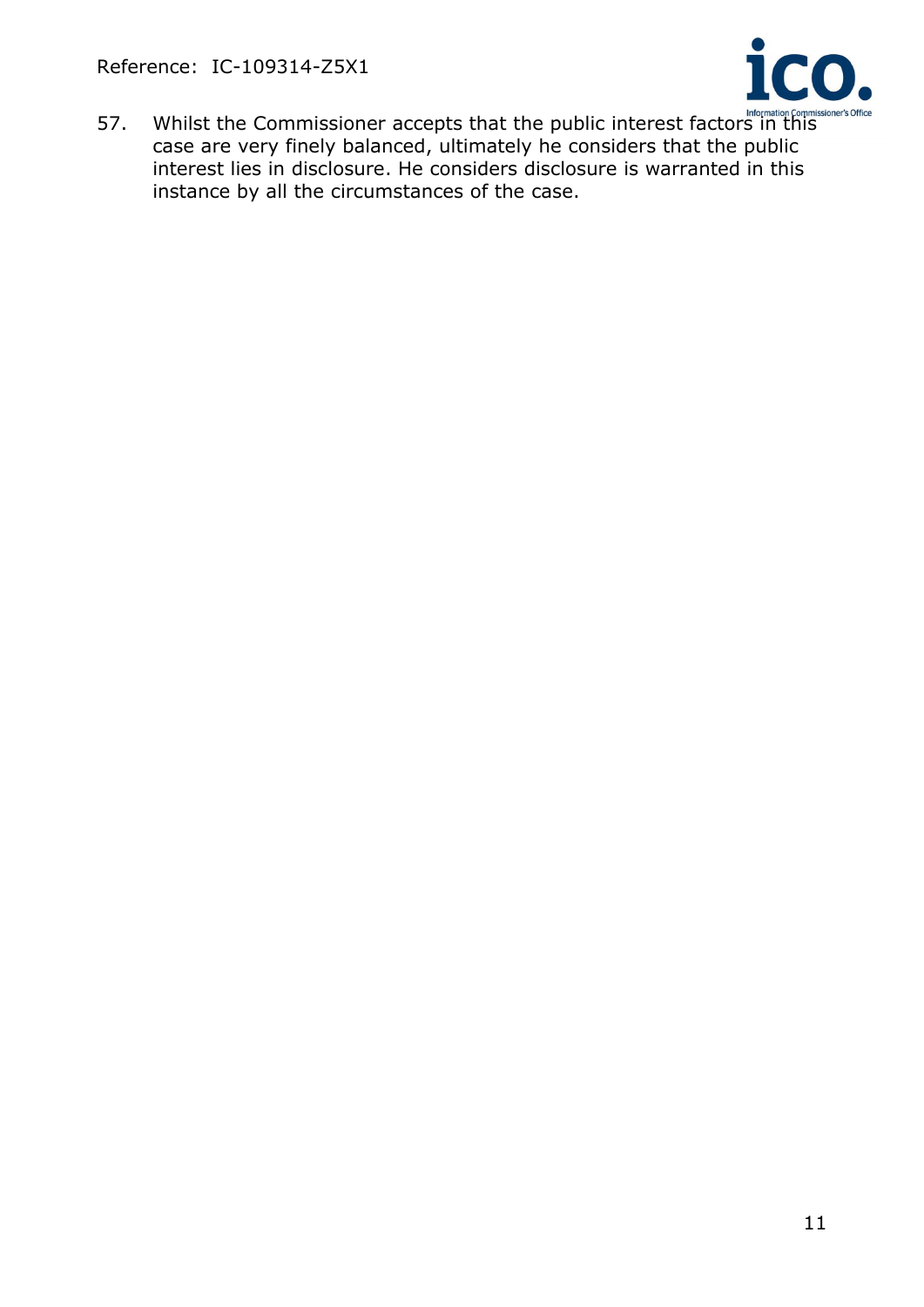57. Whilst the Commissioner accepts that the public interest factors in this case are very finely balanced, ultimately he considers that the public interest lies in disclosure. He considers disclosure is warranted in this instance by all the circumstances of the case.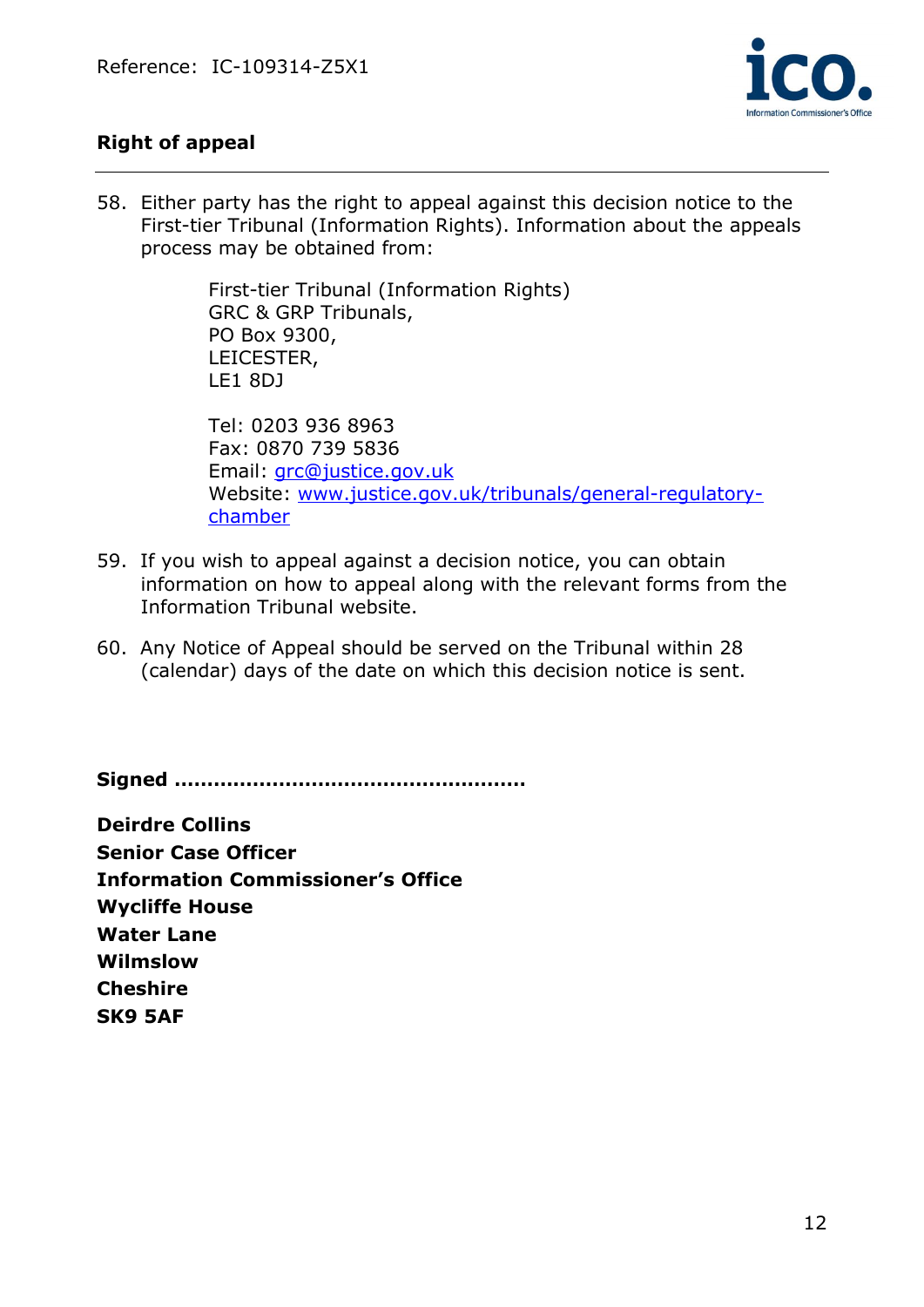## Right of appeal

58. Either party has the right to appeal against this decision notice to the First-tier Tribunal (Information Rights). Information about the appeals process may be obtained from:

    First-tier Tribunal (Information Rights)
    GRC & GRP Tribunals,
    PO Box 9300,
    LEICESTER,
    LE1 8DJ

    Tel: 0203 936 8963
    Fax: 0870 739 5836
    Email: grc@justice.gov.uk
    Website: www.justice.gov.uk/tribunals/general-regulatory-chamber

59. If you wish to appeal against a decision notice, you can obtain information on how to appeal along with the relevant forms from the Information Tribunal website.

60. Any Notice of Appeal should be served on the Tribunal within 28 (calendar) days of the date on which this decision notice is sent.

**Signed ………………………………………………**

**Deirdre Collins**
**Senior Case Officer**
**Information Commissioner's Office**
**Wycliffe House**
**Water Lane**
**Wilmslow**
**Cheshire**
**SK9 5AF**